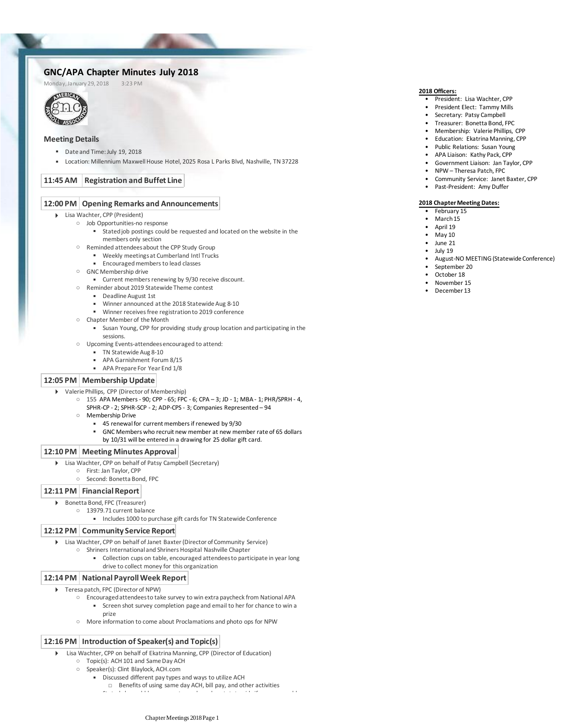# GNC/APA Chapter Minutes July 2018

Monday, January 29, 2018 3:23 PM

## Meeting Details

- Date and Time: July 19, 2018
- Location: Millennium Maxwell House Hotel, 2025 Rosa L Parks Blvd, Nashville, TN 37228

### 11:45 AM Registration and Buffet Line

### 12:00 PM Opening Remarks and Announcements

- Lisa Wachter, CPP (President)
  - Job Opportunities-no response
    - Stated job postings could be requested and located on the website in the members only section
  - Reminded attendees about the CPP Study Group
    - Weekly meetings at Cumberland Intl Trucks
    - Encouraged members to lead classes
  - GNC Membership drive
    - Current members renewing by 9/30 receive discount.
  - Reminder about 2019 Statewide Theme contest
    - Deadline August 1st
    - Winner announced at the 2018 Statewide Aug 8-10
    - Winner receives free registration to 2019 conference
  - Chapter Member of the Month
    - Susan Young, CPP for providing study group location and participating in the sessions.
  - Upcoming Events-attendees encouraged to attend:
    - TN Statewide Aug 8-10
    - APA Garnishment Forum 8/15
    - APA Prepare For Year End 1/8

### 12:05 PM Membership Update

- Valerie Phillips, CPP (Director of Membership)
  - 155 APA Members - 90; CPP - 65; FPC - 6; CPA – 3; JD - 1; MBA - 1; PHR/SPRH - 4, SPHR-CP - 2; SPHR-SCP - 2; ADP-CPS - 3; Companies Represented – 94
  - Membership Drive
    - 45 renewal for current members if renewed by 9/30
    - GNC Members who recruit new member at new member rate of 65 dollars by 10/31 will be entered in a drawing for 25 dollar gift card.

### 12:10 PM Meeting Minutes Approval

- Lisa Wachter, CPP on behalf of Patsy Campbell (Secretary)
  - First: Jan Taylor, CPP
  - Second: Bonetta Bond, FPC

### 12:11 PM Financial Report

- Bonetta Bond, FPC (Treasurer)
  - 13979.71 current balance
    - Includes 1000 to purchase gift cards for TN Statewide Conference

### 12:12 PM Community Service Report

- Lisa Wachter, CPP on behalf of Janet Baxter (Director of Community Service)
  - Shriners International and Shriners Hospital Nashville Chapter
    - Collection cups on table, encouraged attendees to participate in year long drive to collect money for this organization

### 12:14 PM National Payroll Week Report

- Teresa patch, FPC (Director of NPW)
  - Encouraged attendees to take survey to win extra paycheck from National APA
    - Screen shot survey completion page and email to her for chance to win a prize
  - More information to come about Proclamations and photo ops for NPW

### 12:16 PM Introduction of Speaker(s) and Topic(s)

- Lisa Wachter, CPP on behalf of Ekatrina Manning, CPP (Director of Education)
  - Topic(s): ACH 101 and Same Day ACH
  - Speaker(s): Clint Blaylock, ACH.com
    - Discussed different pay types and ways to utilize ACH
      - Benefits of using same day ACH, bill pay, and other activities

**2018 Officers:**

- President: Lisa Wachter, CPP
- President Elect: Tammy Mills
- Secretary: Patsy Campbell
- Treasurer: Bonetta Bond, FPC
- Membership: Valerie Phillips, CPP
- Education: Ekatrina Manning, CPP
- Public Relations: Susan Young
- APA Liaison: Kathy Pack, CPP
- Government Liaison: Jan Taylor, CPP
- NPW – Theresa Patch, FPC
- Community Service: Janet Baxter, CPP
- Past-President: Amy Duffer

**2018 Chapter Meeting Dates:**

- February 15
- March 15
- April 19
- May 10
- June 21
- July 19
- August-NO MEETING (Statewide Conference)
- September 20
- October 18
- November 15
- December 13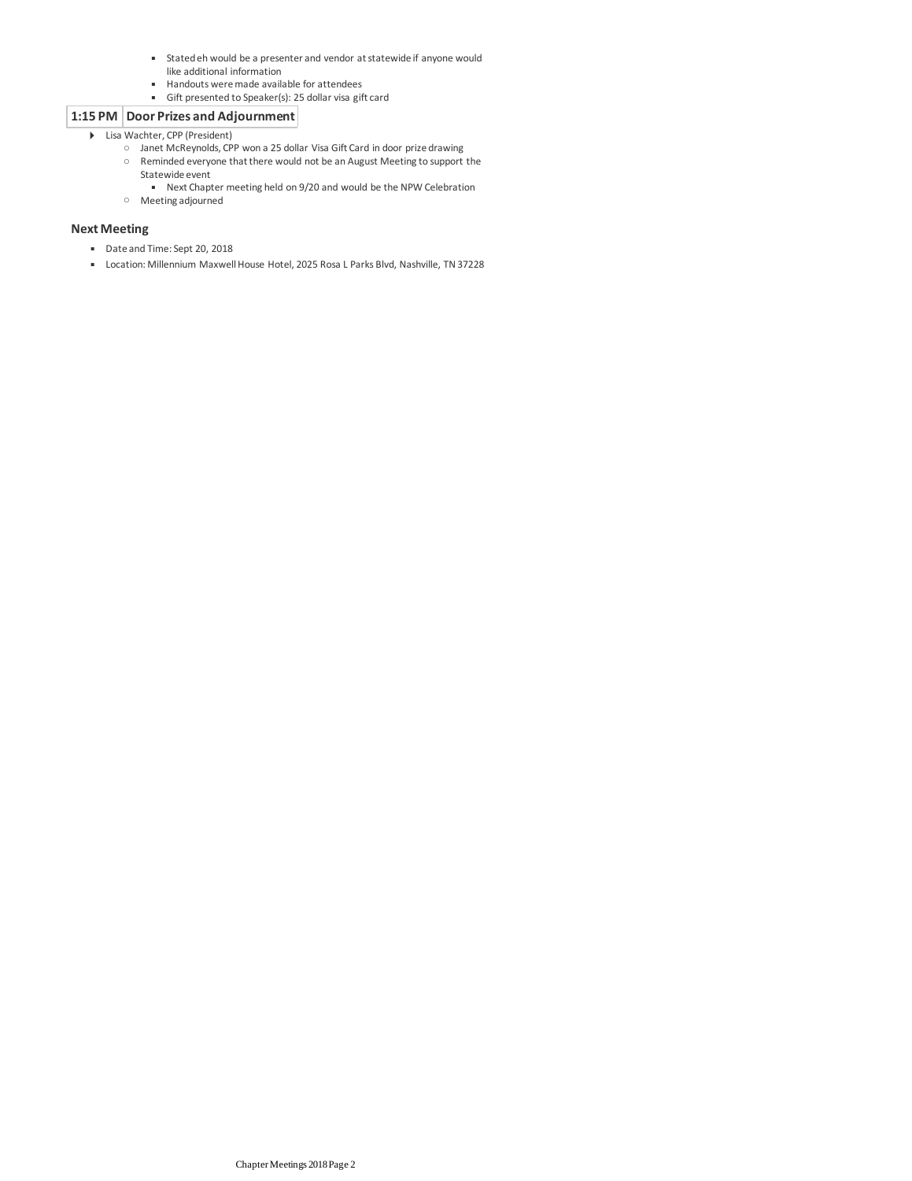- Stated eh would be a presenter and vendor at statewide if anyone would like additional information
- Handouts were made available for attendees
- Gift presented to Speaker(s): 25 dollar visa gift card

| 1:15 PM | Door Prizes and Adjournment |
|---|---|

- Lisa Wachter, CPP (President)
  - Janet McReynolds, CPP won a 25 dollar Visa Gift Card in door prize drawing
  - Reminded everyone that there would not be an August Meeting to support the Statewide event
    - Next Chapter meeting held on 9/20 and would be the NPW Celebration
  - Meeting adjourned

### Next Meeting

- Date and Time: Sept 20, 2018
- Location: Millennium Maxwell House Hotel, 2025 Rosa L Parks Blvd, Nashville, TN 37228